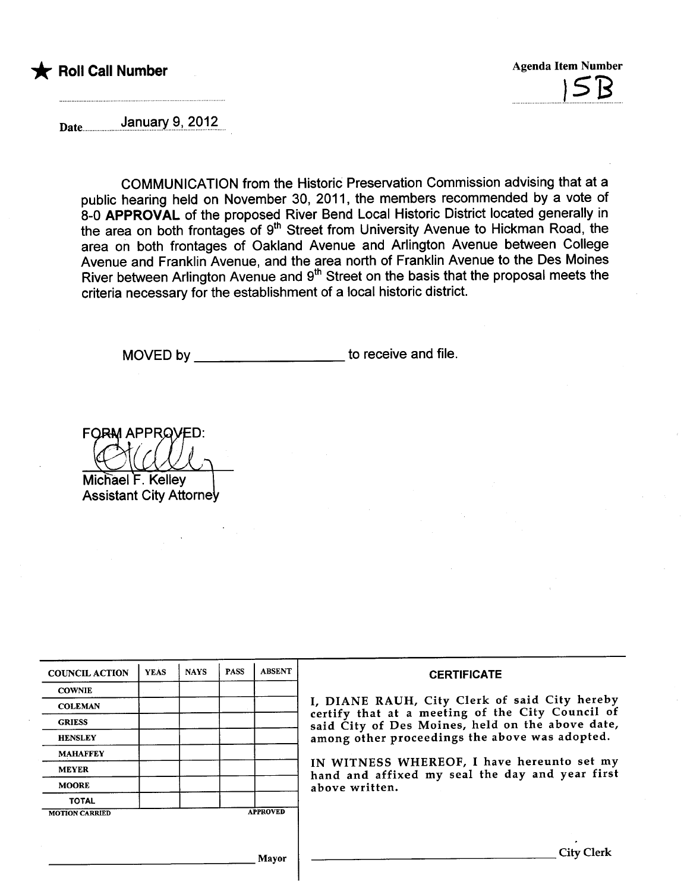★ **Roll Call Number**

Agenda Item Number

15B

Date January 9, 2012

COMMUNICATION from the Historic Preservation Commission advising that at a public hearing held on November 30, 2011, the members recommended by a vote of 8-0 **APPROVAL** of the proposed River Bend Local Historic District located generally in the area on both frontages of 9th Street from University Avenue to Hickman Road, the area on both frontages of Oakland Avenue and Arlington Avenue between College Avenue and Franklin Avenue, and the area north of Franklin Avenue to the Des Moines River between Arlington Avenue and 9th Street on the basis that the proposal meets the criteria necessary for the establishment of a local historic district.

MOVED by ___________________ to receive and file.

FORM APPROVED:

Michael F. Kelley
Assistant City Attorney

| COUNCIL ACTION | YEAS | NAYS | PASS | ABSENT |
| --- | --- | --- | --- | --- |
| COWNIE | | | | |
| COLEMAN | | | | |
| GRIESS | | | | |
| HENSLEY | | | | |
| MAHAFFEY | | | | |
| MEYER | | | | |
| MOORE | | | | |
| TOTAL | | | | |

MOTION CARRIED APPROVED

_______________________________ Mayor

**CERTIFICATE**

I, DIANE RAUH, City Clerk of said City hereby certify that at a meeting of the City Council of said City of Des Moines, held on the above date, among other proceedings the above was adopted.

IN WITNESS WHEREOF, I have hereunto set my hand and affixed my seal the day and year first above written.

_______________________________ City Clerk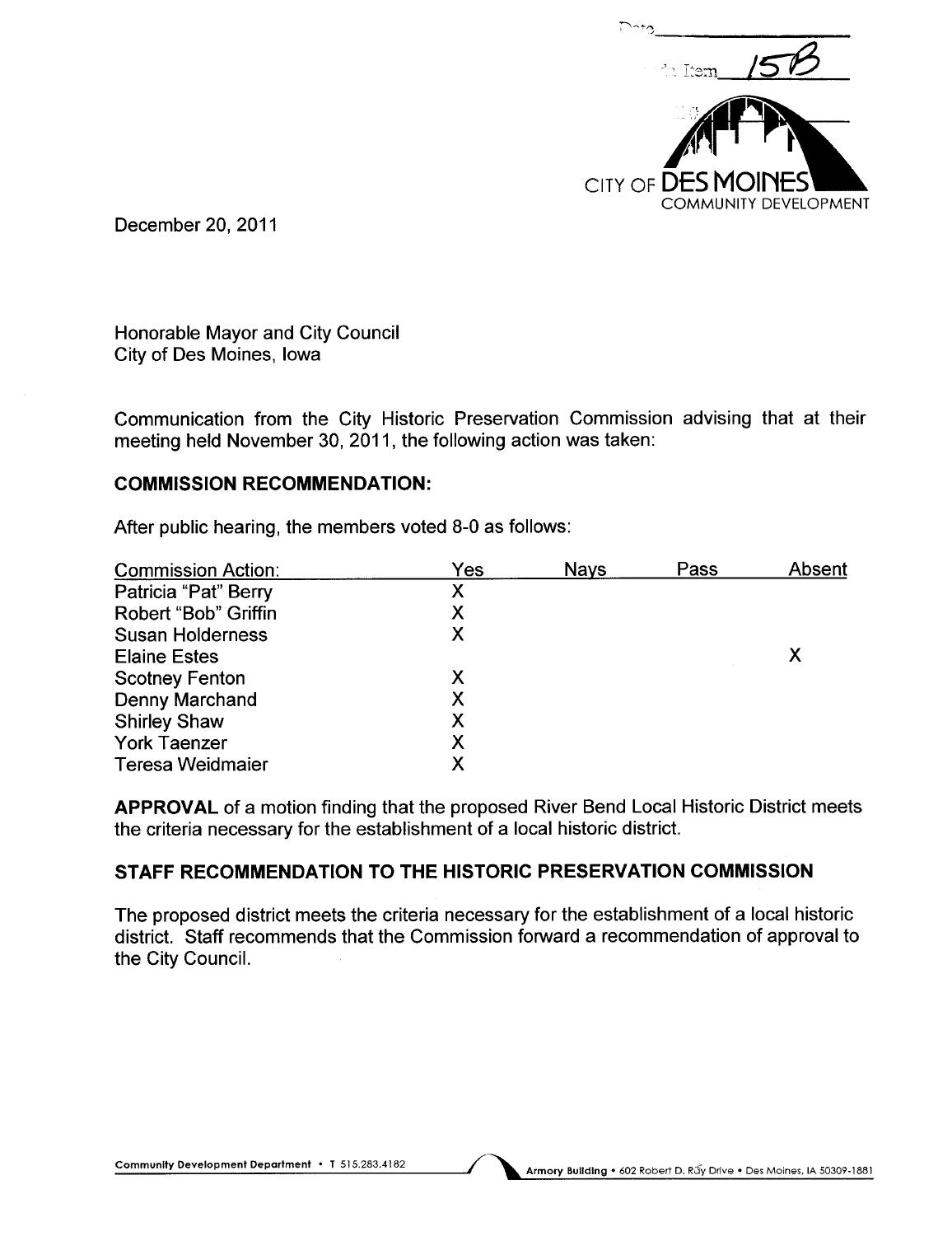Date\_\_\_\_\_\_\_\_\_\_\_\_\_\_\_\_\_\_

Item 15B

CITY OF DES MOINES
COMMUNITY DEVELOPMENT

December 20, 2011

Honorable Mayor and City Council
City of Des Moines, Iowa

Communication from the City Historic Preservation Commission advising that at their meeting held November 30, 2011, the following action was taken:

## COMMISSION RECOMMENDATION:

After public hearing, the members voted 8-0 as follows:

| Commission Action: | Yes | Nays | Pass | Absent |
|---|---|---|---|---|
| Patricia "Pat" Berry | X | | | |
| Robert "Bob" Griffin | X | | | |
| Susan Holderness | X | | | |
| Elaine Estes | | | | X |
| Scotney Fenton | X | | | |
| Denny Marchand | X | | | |
| Shirley Shaw | X | | | |
| York Taenzer | X | | | |
| Teresa Weidmaier | X | | | |

**APPROVAL** of a motion finding that the proposed River Bend Local Historic District meets the criteria necessary for the establishment of a local historic district.

## STAFF RECOMMENDATION TO THE HISTORIC PRESERVATION COMMISSION

The proposed district meets the criteria necessary for the establishment of a local historic district. Staff recommends that the Commission forward a recommendation of approval to the City Council.

Community Development Department • T 515.283.4182 Armory Building • 602 Robert D. Ray Drive • Des Moines, IA 50309-1881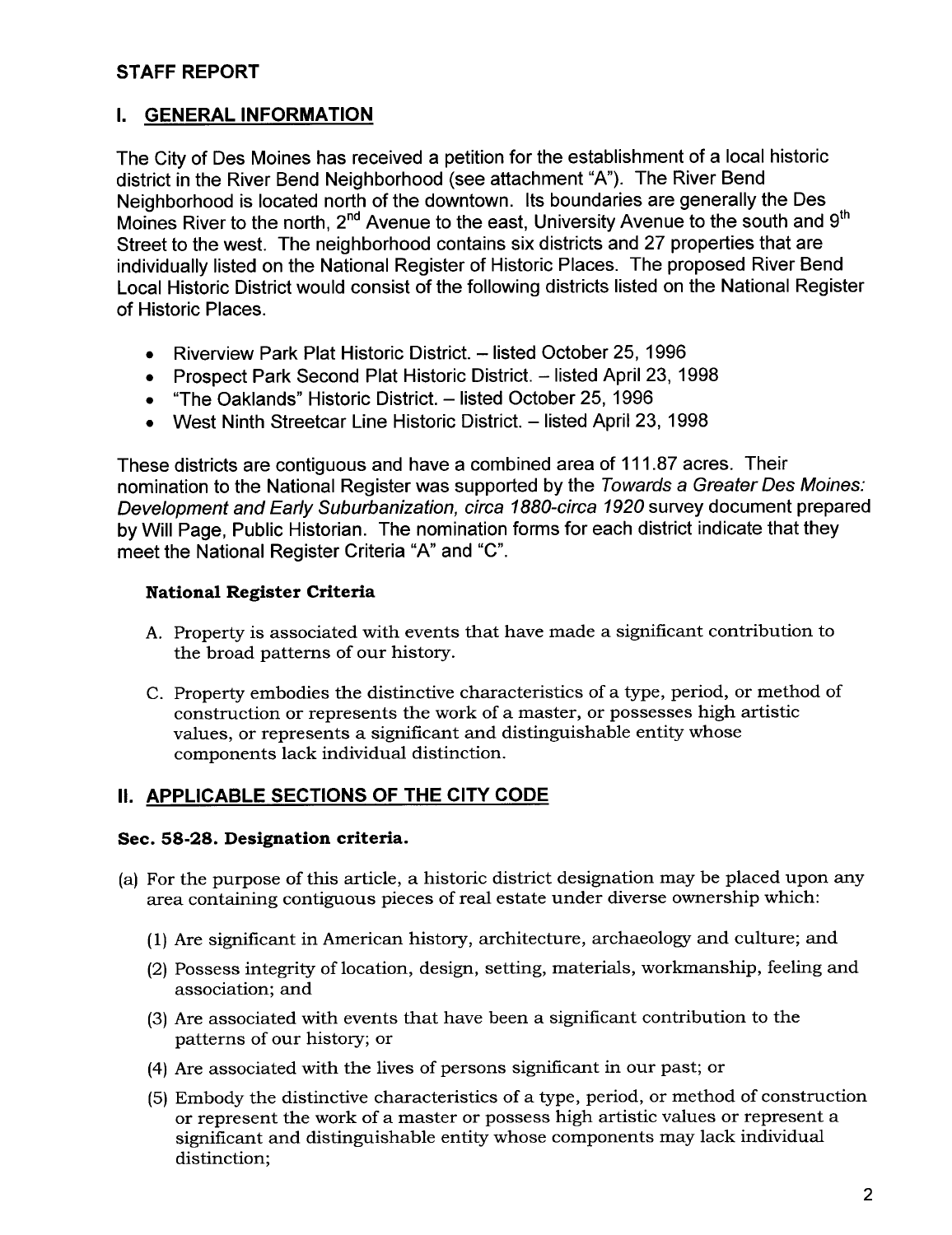## STAFF REPORT

## I. GENERAL INFORMATION

The City of Des Moines has received a petition for the establishment of a local historic district in the River Bend Neighborhood (see attachment "A"). The River Bend Neighborhood is located north of the downtown. Its boundaries are generally the Des Moines River to the north, 2nd Avenue to the east, University Avenue to the south and 9th Street to the west. The neighborhood contains six districts and 27 properties that are individually listed on the National Register of Historic Places. The proposed River Bend Local Historic District would consist of the following districts listed on the National Register of Historic Places.

- Riverview Park Plat Historic District. – listed October 25, 1996
- Prospect Park Second Plat Historic District. – listed April 23, 1998
- "The Oaklands" Historic District. – listed October 25, 1996
- West Ninth Streetcar Line Historic District. – listed April 23, 1998

These districts are contiguous and have a combined area of 111.87 acres. Their nomination to the National Register was supported by the *Towards a Greater Des Moines: Development and Early Suburbanization, circa 1880-circa 1920* survey document prepared by Will Page, Public Historian. The nomination forms for each district indicate that they meet the National Register Criteria "A" and "C".

**National Register Criteria**

A. Property is associated with events that have made a significant contribution to the broad patterns of our history.

C. Property embodies the distinctive characteristics of a type, period, or method of construction or represents the work of a master, or possesses high artistic values, or represents a significant and distinguishable entity whose components lack individual distinction.

## II. APPLICABLE SECTIONS OF THE CITY CODE

**Sec. 58-28. Designation criteria.**

(a) For the purpose of this article, a historic district designation may be placed upon any area containing contiguous pieces of real estate under diverse ownership which:

(1) Are significant in American history, architecture, archaeology and culture; and

(2) Possess integrity of location, design, setting, materials, workmanship, feeling and association; and

(3) Are associated with events that have been a significant contribution to the patterns of our history; or

(4) Are associated with the lives of persons significant in our past; or

(5) Embody the distinctive characteristics of a type, period, or method of construction or represent the work of a master or possess high artistic values or represent a significant and distinguishable entity whose components may lack individual distinction;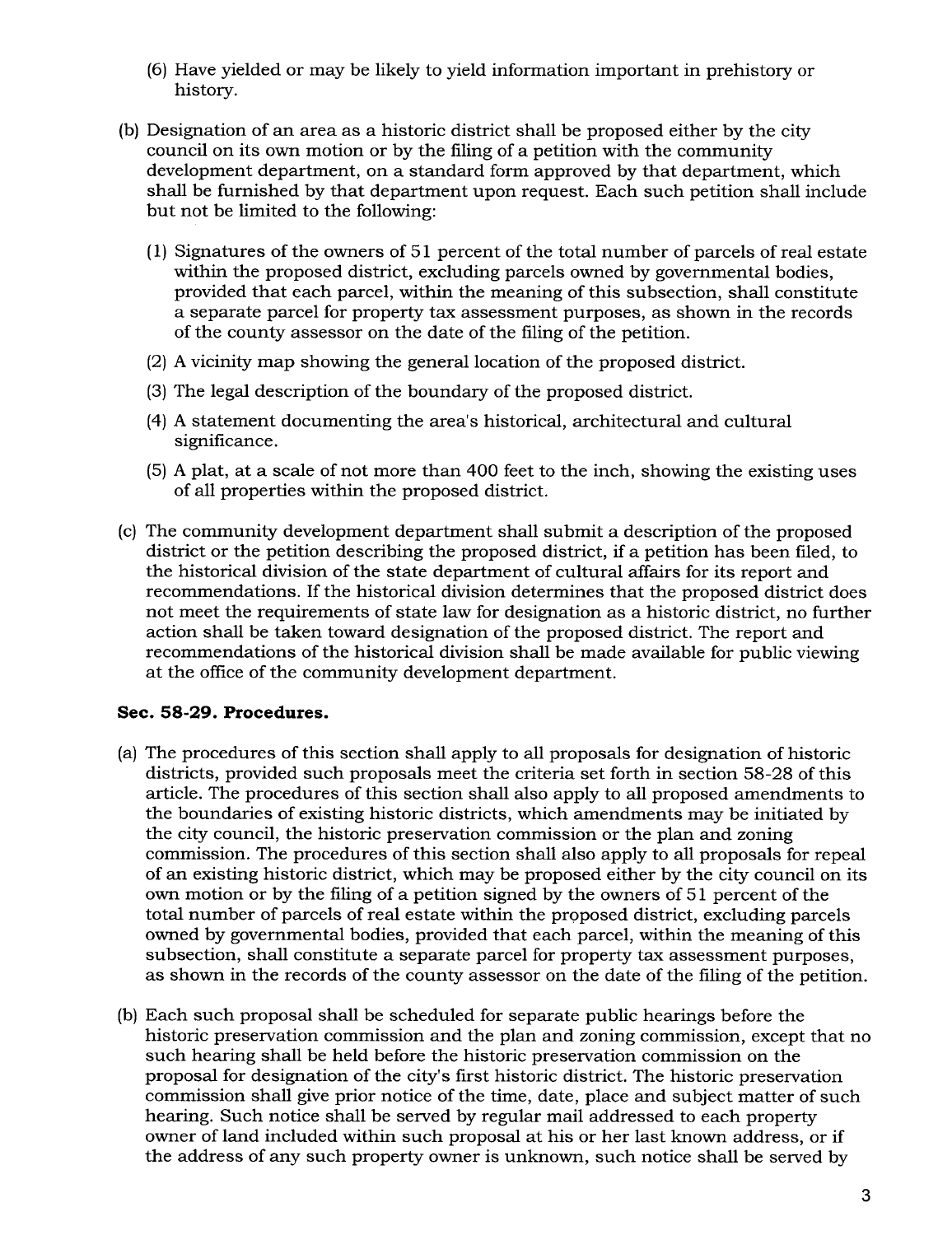(6) Have yielded or may be likely to yield information important in prehistory or history.

(b) Designation of an area as a historic district shall be proposed either by the city council on its own motion or by the filing of a petition with the community development department, on a standard form approved by that department, which shall be furnished by that department upon request. Each such petition shall include but not be limited to the following:

(1) Signatures of the owners of 51 percent of the total number of parcels of real estate within the proposed district, excluding parcels owned by governmental bodies, provided that each parcel, within the meaning of this subsection, shall constitute a separate parcel for property tax assessment purposes, as shown in the records of the county assessor on the date of the filing of the petition.

(2) A vicinity map showing the general location of the proposed district.

(3) The legal description of the boundary of the proposed district.

(4) A statement documenting the area's historical, architectural and cultural significance.

(5) A plat, at a scale of not more than 400 feet to the inch, showing the existing uses of all properties within the proposed district.

(c) The community development department shall submit a description of the proposed district or the petition describing the proposed district, if a petition has been filed, to the historical division of the state department of cultural affairs for its report and recommendations. If the historical division determines that the proposed district does not meet the requirements of state law for designation as a historic district, no further action shall be taken toward designation of the proposed district. The report and recommendations of the historical division shall be made available for public viewing at the office of the community development department.

**Sec. 58-29. Procedures.**

(a) The procedures of this section shall apply to all proposals for designation of historic districts, provided such proposals meet the criteria set forth in section 58-28 of this article. The procedures of this section shall also apply to all proposed amendments to the boundaries of existing historic districts, which amendments may be initiated by the city council, the historic preservation commission or the plan and zoning commission. The procedures of this section shall also apply to all proposals for repeal of an existing historic district, which may be proposed either by the city council on its own motion or by the filing of a petition signed by the owners of 51 percent of the total number of parcels of real estate within the proposed district, excluding parcels owned by governmental bodies, provided that each parcel, within the meaning of this subsection, shall constitute a separate parcel for property tax assessment purposes, as shown in the records of the county assessor on the date of the filing of the petition.

(b) Each such proposal shall be scheduled for separate public hearings before the historic preservation commission and the plan and zoning commission, except that no such hearing shall be held before the historic preservation commission on the proposal for designation of the city's first historic district. The historic preservation commission shall give prior notice of the time, date, place and subject matter of such hearing. Such notice shall be served by regular mail addressed to each property owner of land included within such proposal at his or her last known address, or if the address of any such property owner is unknown, such notice shall be served by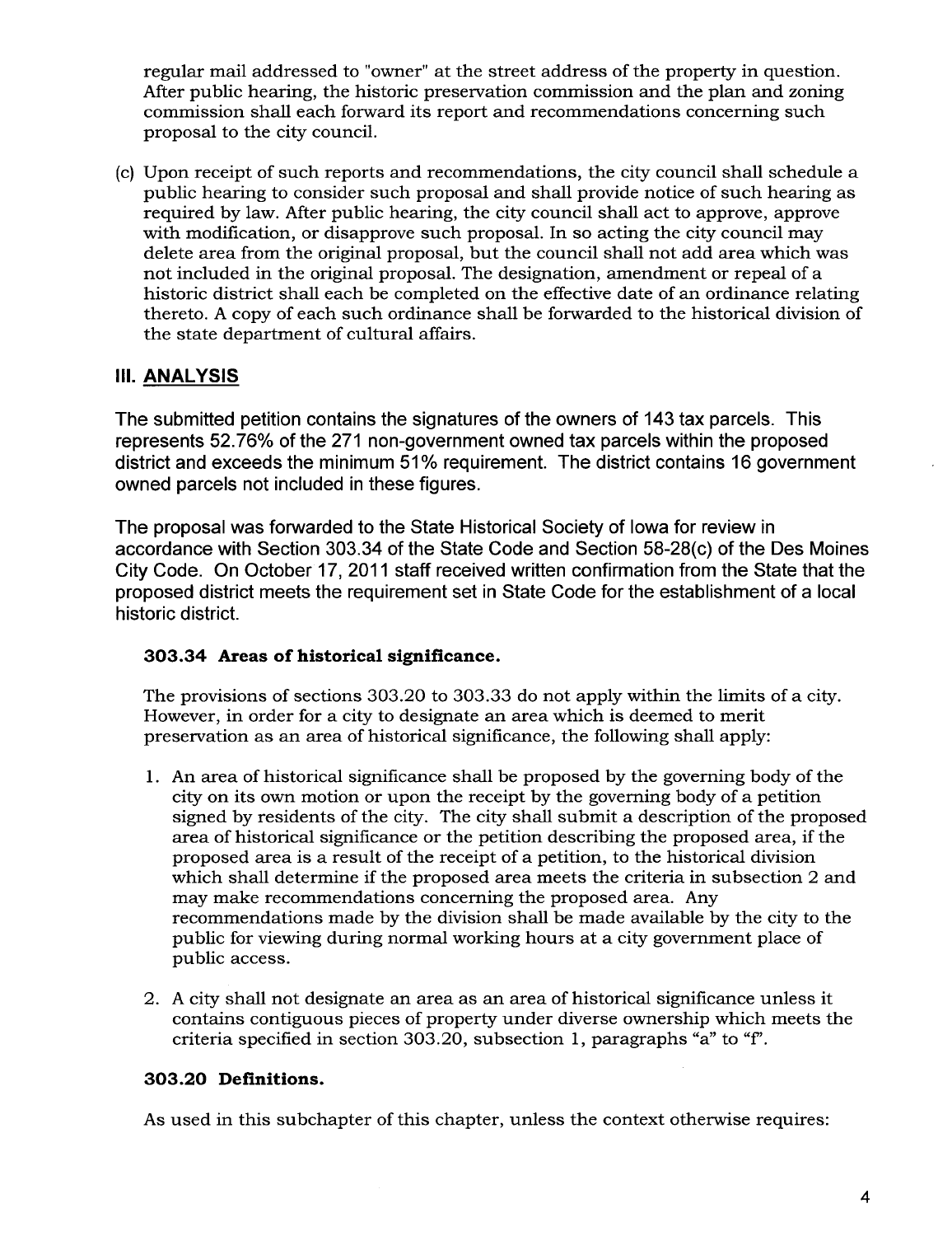regular mail addressed to "owner" at the street address of the property in question. After public hearing, the historic preservation commission and the plan and zoning commission shall each forward its report and recommendations concerning such proposal to the city council.

(c) Upon receipt of such reports and recommendations, the city council shall schedule a public hearing to consider such proposal and shall provide notice of such hearing as required by law. After public hearing, the city council shall act to approve, approve with modification, or disapprove such proposal. In so acting the city council may delete area from the original proposal, but the council shall not add area which was not included in the original proposal. The designation, amendment or repeal of a historic district shall each be completed on the effective date of an ordinance relating thereto. A copy of each such ordinance shall be forwarded to the historical division of the state department of cultural affairs.

## III. ANALYSIS

The submitted petition contains the signatures of the owners of 143 tax parcels. This represents 52.76% of the 271 non-government owned tax parcels within the proposed district and exceeds the minimum 51% requirement. The district contains 16 government owned parcels not included in these figures.

The proposal was forwarded to the State Historical Society of Iowa for review in accordance with Section 303.34 of the State Code and Section 58-28(c) of the Des Moines City Code. On October 17, 2011 staff received written confirmation from the State that the proposed district meets the requirement set in State Code for the establishment of a local historic district.

### 303.34 Areas of historical significance.

The provisions of sections 303.20 to 303.33 do not apply within the limits of a city. However, in order for a city to designate an area which is deemed to merit preservation as an area of historical significance, the following shall apply:

1. An area of historical significance shall be proposed by the governing body of the city on its own motion or upon the receipt by the governing body of a petition signed by residents of the city. The city shall submit a description of the proposed area of historical significance or the petition describing the proposed area, if the proposed area is a result of the receipt of a petition, to the historical division which shall determine if the proposed area meets the criteria in subsection 2 and may make recommendations concerning the proposed area. Any recommendations made by the division shall be made available by the city to the public for viewing during normal working hours at a city government place of public access.

2. A city shall not designate an area as an area of historical significance unless it contains contiguous pieces of property under diverse ownership which meets the criteria specified in section 303.20, subsection 1, paragraphs "a" to "f".

### 303.20 Definitions.

As used in this subchapter of this chapter, unless the context otherwise requires: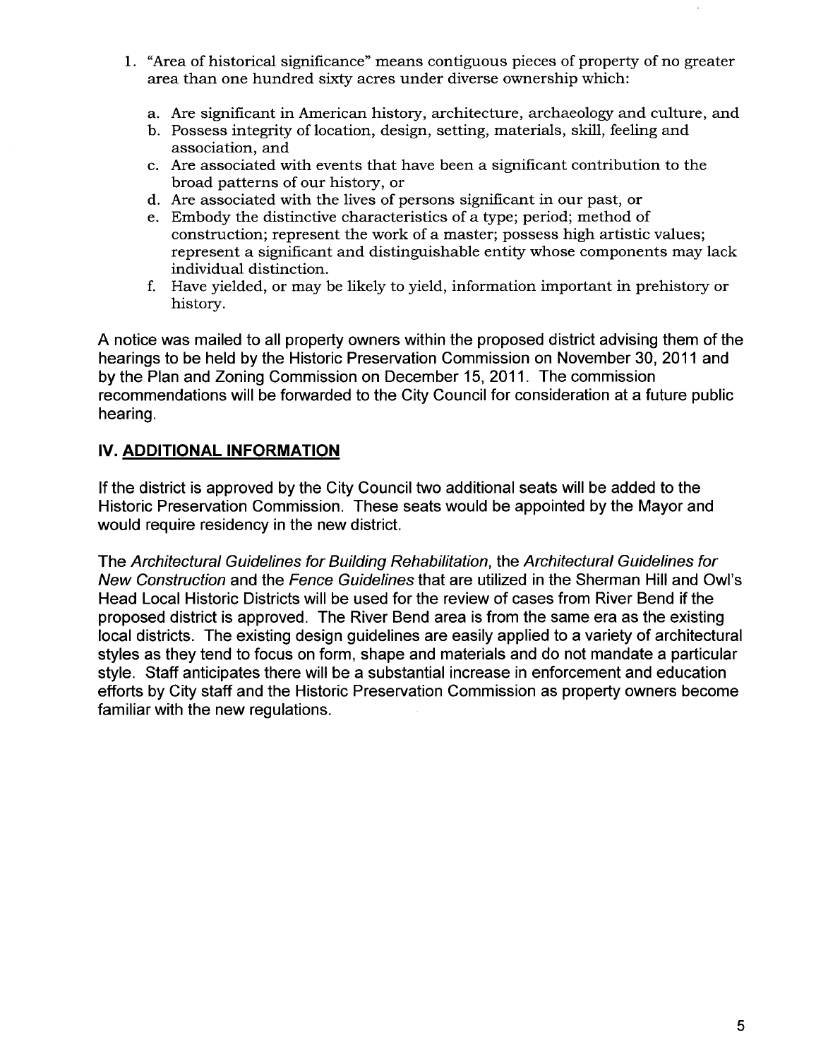1. "Area of historical significance" means contiguous pieces of property of no greater area than one hundred sixty acres under diverse ownership which:

   a. Are significant in American history, architecture, archaeology and culture, and
   b. Possess integrity of location, design, setting, materials, skill, feeling and association, and
   c. Are associated with events that have been a significant contribution to the broad patterns of our history, or
   d. Are associated with the lives of persons significant in our past, or
   e. Embody the distinctive characteristics of a type; period; method of construction; represent the work of a master; possess high artistic values; represent a significant and distinguishable entity whose components may lack individual distinction.
   f. Have yielded, or may be likely to yield, information important in prehistory or history.

A notice was mailed to all property owners within the proposed district advising them of the hearings to be held by the Historic Preservation Commission on November 30, 2011 and by the Plan and Zoning Commission on December 15, 2011. The commission recommendations will be forwarded to the City Council for consideration at a future public hearing.

## IV. ADDITIONAL INFORMATION

If the district is approved by the City Council two additional seats will be added to the Historic Preservation Commission. These seats would be appointed by the Mayor and would require residency in the new district.

The *Architectural Guidelines for Building Rehabilitation*, the *Architectural Guidelines for New Construction* and the *Fence Guidelines* that are utilized in the Sherman Hill and Owl's Head Local Historic Districts will be used for the review of cases from River Bend if the proposed district is approved. The River Bend area is from the same era as the existing local districts. The existing design guidelines are easily applied to a variety of architectural styles as they tend to focus on form, shape and materials and do not mandate a particular style. Staff anticipates there will be a substantial increase in enforcement and education efforts by City staff and the Historic Preservation Commission as property owners become familiar with the new regulations.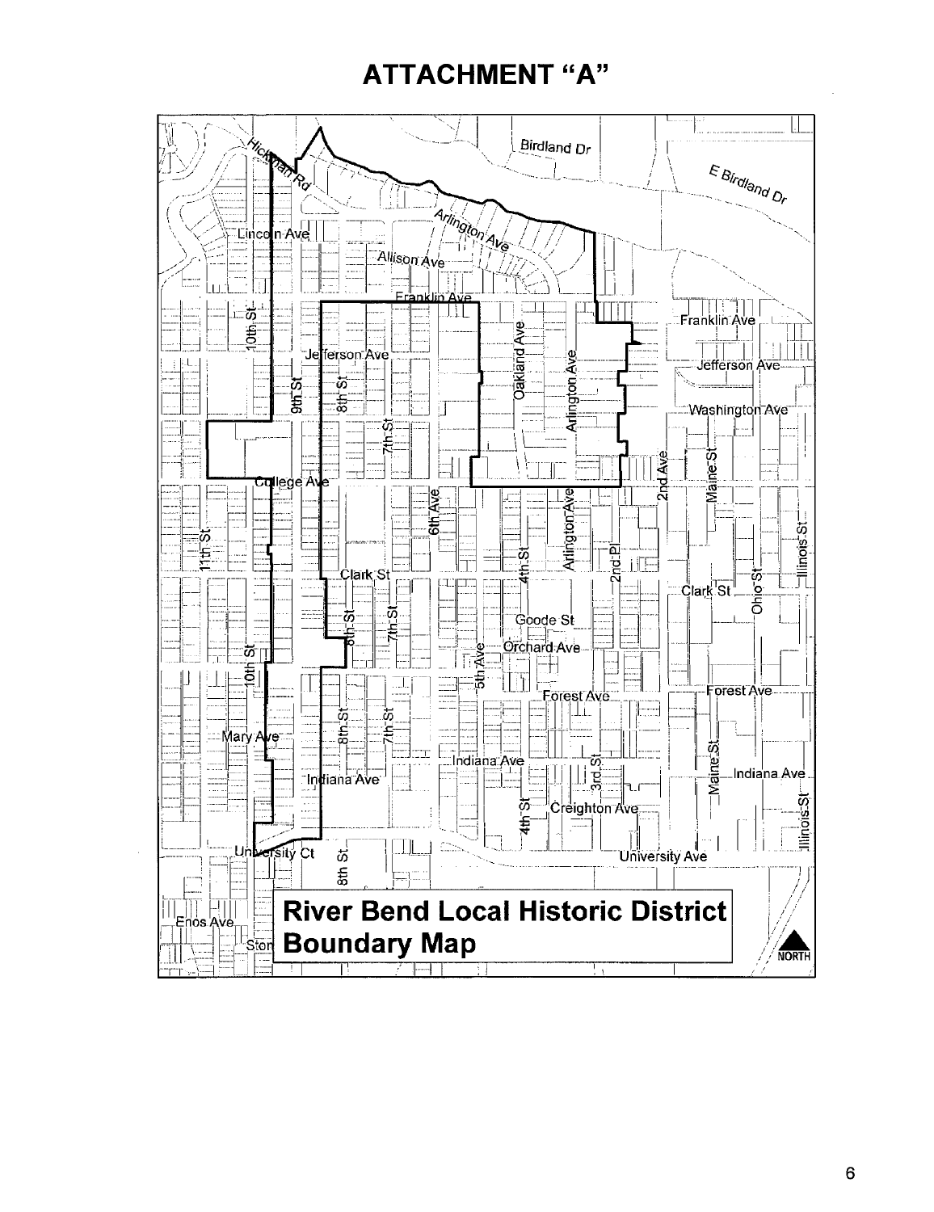# ATTACHMENT "A"

**River Bend Local Historic District Boundary Map**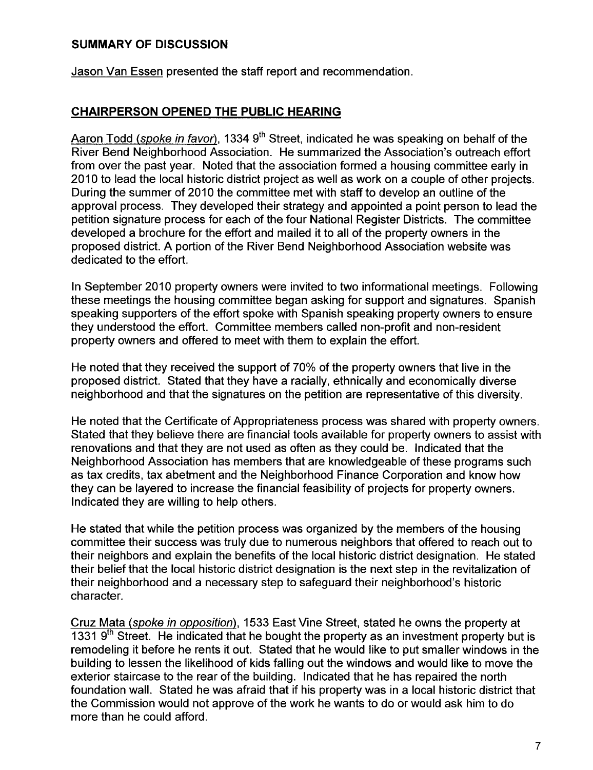## SUMMARY OF DISCUSSION

Jason Van Essen presented the staff report and recommendation.

## CHAIRPERSON OPENED THE PUBLIC HEARING

Aaron Todd (*spoke in favor*), 1334 9th Street, indicated he was speaking on behalf of the River Bend Neighborhood Association. He summarized the Association's outreach effort from over the past year. Noted that the association formed a housing committee early in 2010 to lead the local historic district project as well as work on a couple of other projects. During the summer of 2010 the committee met with staff to develop an outline of the approval process. They developed their strategy and appointed a point person to lead the petition signature process for each of the four National Register Districts. The committee developed a brochure for the effort and mailed it to all of the property owners in the proposed district. A portion of the River Bend Neighborhood Association website was dedicated to the effort.

In September 2010 property owners were invited to two informational meetings. Following these meetings the housing committee began asking for support and signatures. Spanish speaking supporters of the effort spoke with Spanish speaking property owners to ensure they understood the effort. Committee members called non-profit and non-resident property owners and offered to meet with them to explain the effort.

He noted that they received the support of 70% of the property owners that live in the proposed district. Stated that they have a racially, ethnically and economically diverse neighborhood and that the signatures on the petition are representative of this diversity.

He noted that the Certificate of Appropriateness process was shared with property owners. Stated that they believe there are financial tools available for property owners to assist with renovations and that they are not used as often as they could be. Indicated that the Neighborhood Association has members that are knowledgeable of these programs such as tax credits, tax abetment and the Neighborhood Finance Corporation and know how they can be layered to increase the financial feasibility of projects for property owners. Indicated they are willing to help others.

He stated that while the petition process was organized by the members of the housing committee their success was truly due to numerous neighbors that offered to reach out to their neighbors and explain the benefits of the local historic district designation. He stated their belief that the local historic district designation is the next step in the revitalization of their neighborhood and a necessary step to safeguard their neighborhood's historic character.

Cruz Mata (*spoke in opposition*), 1533 East Vine Street, stated he owns the property at 1331 9th Street. He indicated that he bought the property as an investment property but is remodeling it before he rents it out. Stated that he would like to put smaller windows in the building to lessen the likelihood of kids falling out the windows and would like to move the exterior staircase to the rear of the building. Indicated that he has repaired the north foundation wall. Stated he was afraid that if his property was in a local historic district that the Commission would not approve of the work he wants to do or would ask him to do more than he could afford.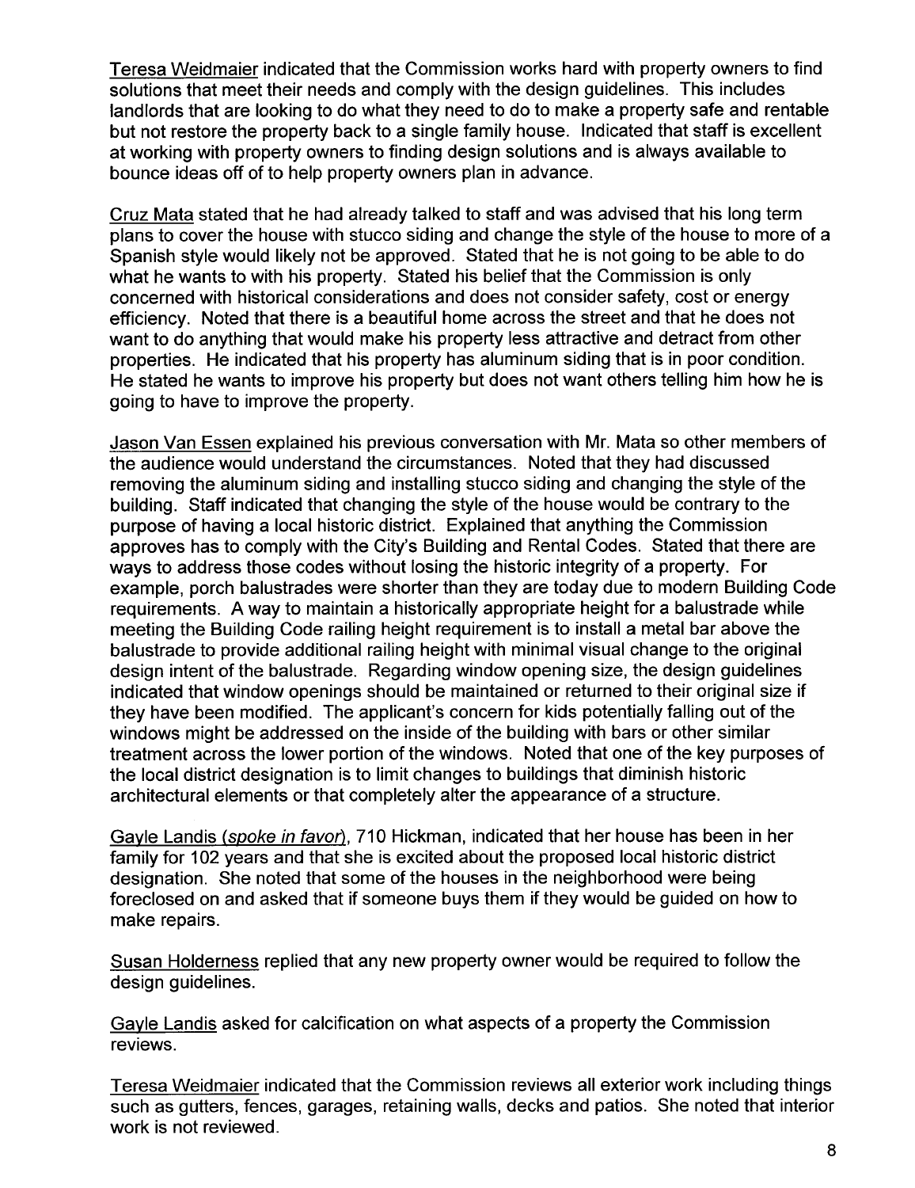Teresa Weidmaier indicated that the Commission works hard with property owners to find solutions that meet their needs and comply with the design guidelines. This includes landlords that are looking to do what they need to do to make a property safe and rentable but not restore the property back to a single family house. Indicated that staff is excellent at working with property owners to finding design solutions and is always available to bounce ideas off of to help property owners plan in advance.

Cruz Mata stated that he had already talked to staff and was advised that his long term plans to cover the house with stucco siding and change the style of the house to more of a Spanish style would likely not be approved. Stated that he is not going to be able to do what he wants to with his property. Stated his belief that the Commission is only concerned with historical considerations and does not consider safety, cost or energy efficiency. Noted that there is a beautiful home across the street and that he does not want to do anything that would make his property less attractive and detract from other properties. He indicated that his property has aluminum siding that is in poor condition. He stated he wants to improve his property but does not want others telling him how he is going to have to improve the property.

Jason Van Essen explained his previous conversation with Mr. Mata so other members of the audience would understand the circumstances. Noted that they had discussed removing the aluminum siding and installing stucco siding and changing the style of the building. Staff indicated that changing the style of the house would be contrary to the purpose of having a local historic district. Explained that anything the Commission approves has to comply with the City's Building and Rental Codes. Stated that there are ways to address those codes without losing the historic integrity of a property. For example, porch balustrades were shorter than they are today due to modern Building Code requirements. A way to maintain a historically appropriate height for a balustrade while meeting the Building Code railing height requirement is to install a metal bar above the balustrade to provide additional railing height with minimal visual change to the original design intent of the balustrade. Regarding window opening size, the design guidelines indicated that window openings should be maintained or returned to their original size if they have been modified. The applicant's concern for kids potentially falling out of the windows might be addressed on the inside of the building with bars or other similar treatment across the lower portion of the windows. Noted that one of the key purposes of the local district designation is to limit changes to buildings that diminish historic architectural elements or that completely alter the appearance of a structure.

Gayle Landis (*spoke in favor*), 710 Hickman, indicated that her house has been in her family for 102 years and that she is excited about the proposed local historic district designation. She noted that some of the houses in the neighborhood were being foreclosed on and asked that if someone buys them if they would be guided on how to make repairs.

Susan Holderness replied that any new property owner would be required to follow the design guidelines.

Gayle Landis asked for calcification on what aspects of a property the Commission reviews.

Teresa Weidmaier indicated that the Commission reviews all exterior work including things such as gutters, fences, garages, retaining walls, decks and patios. She noted that interior work is not reviewed.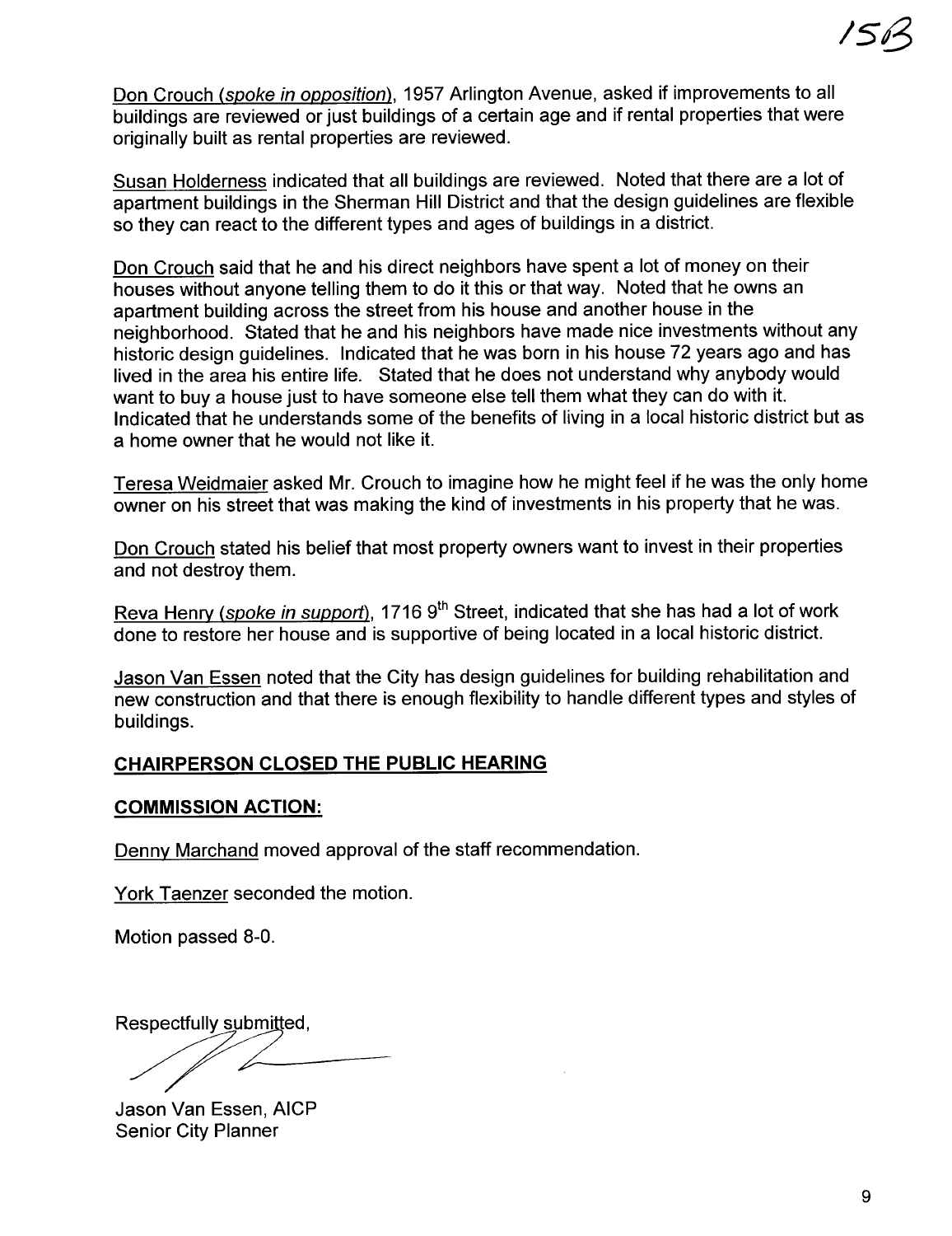Don Crouch (*spoke in opposition*), 1957 Arlington Avenue, asked if improvements to all buildings are reviewed or just buildings of a certain age and if rental properties that were originally built as rental properties are reviewed.

Susan Holderness indicated that all buildings are reviewed. Noted that there are a lot of apartment buildings in the Sherman Hill District and that the design guidelines are flexible so they can react to the different types and ages of buildings in a district.

Don Crouch said that he and his direct neighbors have spent a lot of money on their houses without anyone telling them to do it this or that way. Noted that he owns an apartment building across the street from his house and another house in the neighborhood. Stated that he and his neighbors have made nice investments without any historic design guidelines. Indicated that he was born in his house 72 years ago and has lived in the area his entire life. Stated that he does not understand why anybody would want to buy a house just to have someone else tell them what they can do with it. Indicated that he understands some of the benefits of living in a local historic district but as a home owner that he would not like it.

Teresa Weidmaier asked Mr. Crouch to imagine how he might feel if he was the only home owner on his street that was making the kind of investments in his property that he was.

Don Crouch stated his belief that most property owners want to invest in their properties and not destroy them.

Reva Henry (*spoke in support*), 1716 9th Street, indicated that she has had a lot of work done to restore her house and is supportive of being located in a local historic district.

Jason Van Essen noted that the City has design guidelines for building rehabilitation and new construction and that there is enough flexibility to handle different types and styles of buildings.

**CHAIRPERSON CLOSED THE PUBLIC HEARING**

**COMMISSION ACTION:**

Denny Marchand moved approval of the staff recommendation.

York Taenzer seconded the motion.

Motion passed 8-0.

Respectfully submitted,

Jason Van Essen, AICP
Senior City Planner